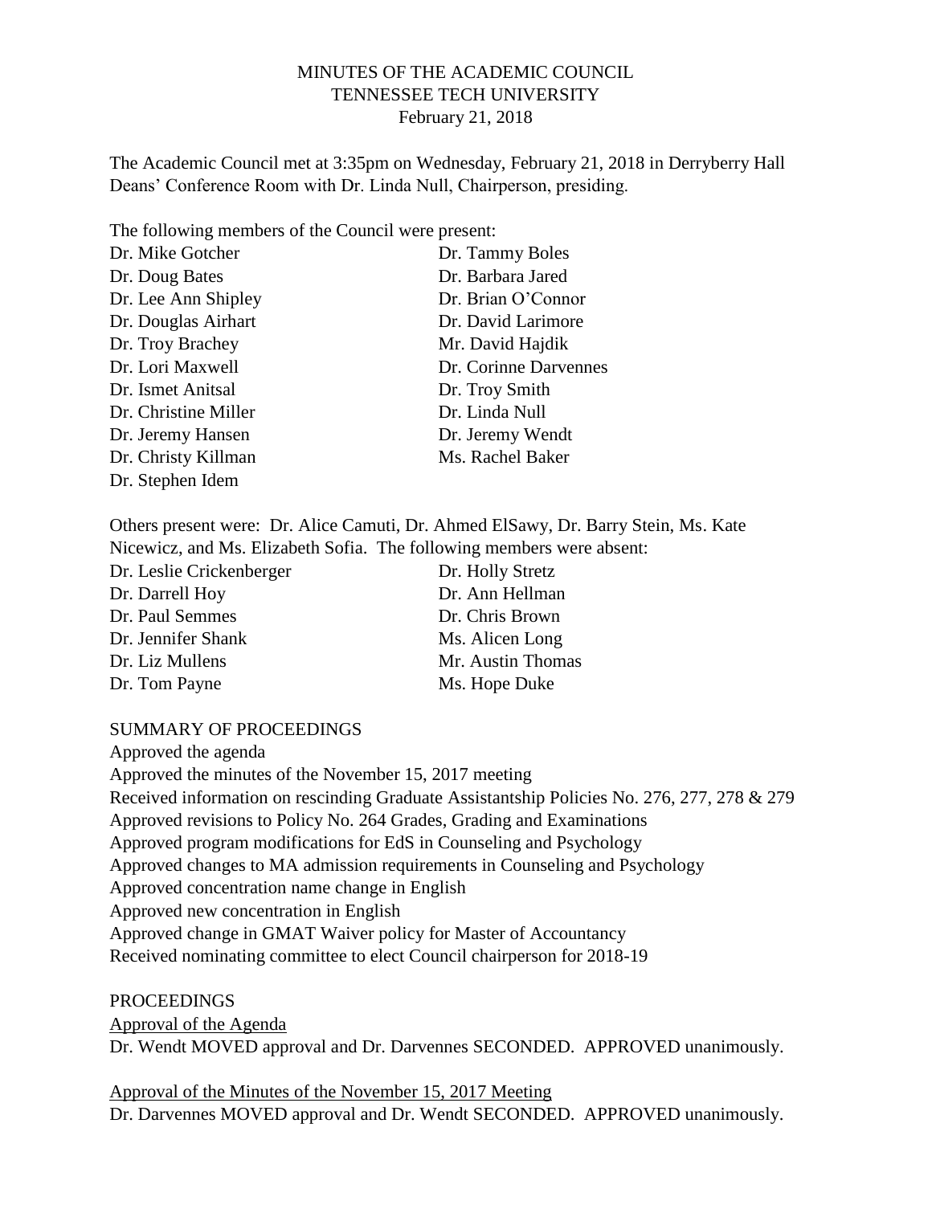MINUTES OF THE ACADEMIC COUNCIL
TENNESSEE TECH UNIVERSITY
February 21, 2018

The Academic Council met at 3:35pm on Wednesday, February 21, 2018 in Derryberry Hall Deans' Conference Room with Dr. Linda Null, Chairperson, presiding.

The following members of the Council were present:

| | |
|---|---|
| Dr. Mike Gotcher | Dr. Tammy Boles |
| Dr. Doug Bates | Dr. Barbara Jared |
| Dr. Lee Ann Shipley | Dr. Brian O'Connor |
| Dr. Douglas Airhart | Dr. David Larimore |
| Dr. Troy Brachey | Mr. David Hajdik |
| Dr. Lori Maxwell | Dr. Corinne Darvennes |
| Dr. Ismet Anitsal | Dr. Troy Smith |
| Dr. Christine Miller | Dr. Linda Null |
| Dr. Jeremy Hansen | Dr. Jeremy Wendt |
| Dr. Christy Killman | Ms. Rachel Baker |
| Dr. Stephen Idem | |

Others present were: Dr. Alice Camuti, Dr. Ahmed ElSawy, Dr. Barry Stein, Ms. Kate Nicewicz, and Ms. Elizabeth Sofia. The following members were absent:

| | |
|---|---|
| Dr. Leslie Crickenberger | Dr. Holly Stretz |
| Dr. Darrell Hoy | Dr. Ann Hellman |
| Dr. Paul Semmes | Dr. Chris Brown |
| Dr. Jennifer Shank | Ms. Alicen Long |
| Dr. Liz Mullens | Mr. Austin Thomas |
| Dr. Tom Payne | Ms. Hope Duke |

SUMMARY OF PROCEEDINGS

Approved the agenda
Approved the minutes of the November 15, 2017 meeting
Received information on rescinding Graduate Assistantship Policies No. 276, 277, 278 & 279
Approved revisions to Policy No. 264 Grades, Grading and Examinations
Approved program modifications for EdS in Counseling and Psychology
Approved changes to MA admission requirements in Counseling and Psychology
Approved concentration name change in English
Approved new concentration in English
Approved change in GMAT Waiver policy for Master of Accountancy
Received nominating committee to elect Council chairperson for 2018-19

PROCEEDINGS

Approval of the Agenda

Dr. Wendt MOVED approval and Dr. Darvennes SECONDED. APPROVED unanimously.

Approval of the Minutes of the November 15, 2017 Meeting

Dr. Darvennes MOVED approval and Dr. Wendt SECONDED. APPROVED unanimously.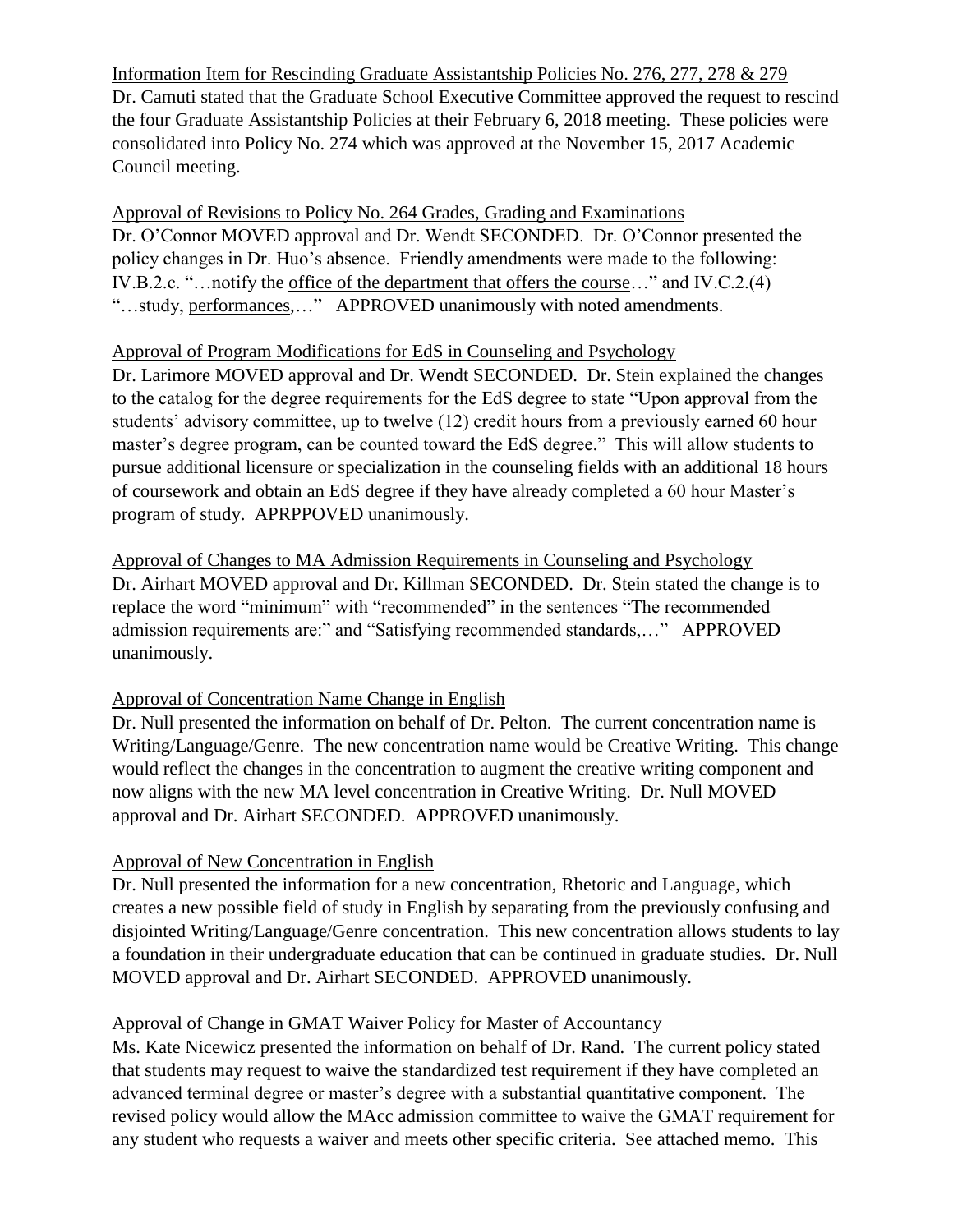Information Item for Rescinding Graduate Assistantship Policies No. 276, 277, 278 & 279

Dr. Camuti stated that the Graduate School Executive Committee approved the request to rescind the four Graduate Assistantship Policies at their February 6, 2018 meeting. These policies were consolidated into Policy No. 274 which was approved at the November 15, 2017 Academic Council meeting.

Approval of Revisions to Policy No. 264 Grades, Grading and Examinations

Dr. O'Connor MOVED approval and Dr. Wendt SECONDED. Dr. O'Connor presented the policy changes in Dr. Huo's absence. Friendly amendments were made to the following: IV.B.2.c. "…notify the office of the department that offers the course…" and IV.C.2.(4) "…study, performances,…" APPROVED unanimously with noted amendments.

Approval of Program Modifications for EdS in Counseling and Psychology

Dr. Larimore MOVED approval and Dr. Wendt SECONDED. Dr. Stein explained the changes to the catalog for the degree requirements for the EdS degree to state "Upon approval from the students' advisory committee, up to twelve (12) credit hours from a previously earned 60 hour master's degree program, can be counted toward the EdS degree." This will allow students to pursue additional licensure or specialization in the counseling fields with an additional 18 hours of coursework and obtain an EdS degree if they have already completed a 60 hour Master's program of study. APRPPOVED unanimously.

Approval of Changes to MA Admission Requirements in Counseling and Psychology

Dr. Airhart MOVED approval and Dr. Killman SECONDED. Dr. Stein stated the change is to replace the word "minimum" with "recommended" in the sentences "The recommended admission requirements are:" and "Satisfying recommended standards,…" APPROVED unanimously.

Approval of Concentration Name Change in English

Dr. Null presented the information on behalf of Dr. Pelton. The current concentration name is Writing/Language/Genre. The new concentration name would be Creative Writing. This change would reflect the changes in the concentration to augment the creative writing component and now aligns with the new MA level concentration in Creative Writing. Dr. Null MOVED approval and Dr. Airhart SECONDED. APPROVED unanimously.

Approval of New Concentration in English

Dr. Null presented the information for a new concentration, Rhetoric and Language, which creates a new possible field of study in English by separating from the previously confusing and disjointed Writing/Language/Genre concentration. This new concentration allows students to lay a foundation in their undergraduate education that can be continued in graduate studies. Dr. Null MOVED approval and Dr. Airhart SECONDED. APPROVED unanimously.

Approval of Change in GMAT Waiver Policy for Master of Accountancy

Ms. Kate Nicewicz presented the information on behalf of Dr. Rand. The current policy stated that students may request to waive the standardized test requirement if they have completed an advanced terminal degree or master's degree with a substantial quantitative component. The revised policy would allow the MAcc admission committee to waive the GMAT requirement for any student who requests a waiver and meets other specific criteria. See attached memo. This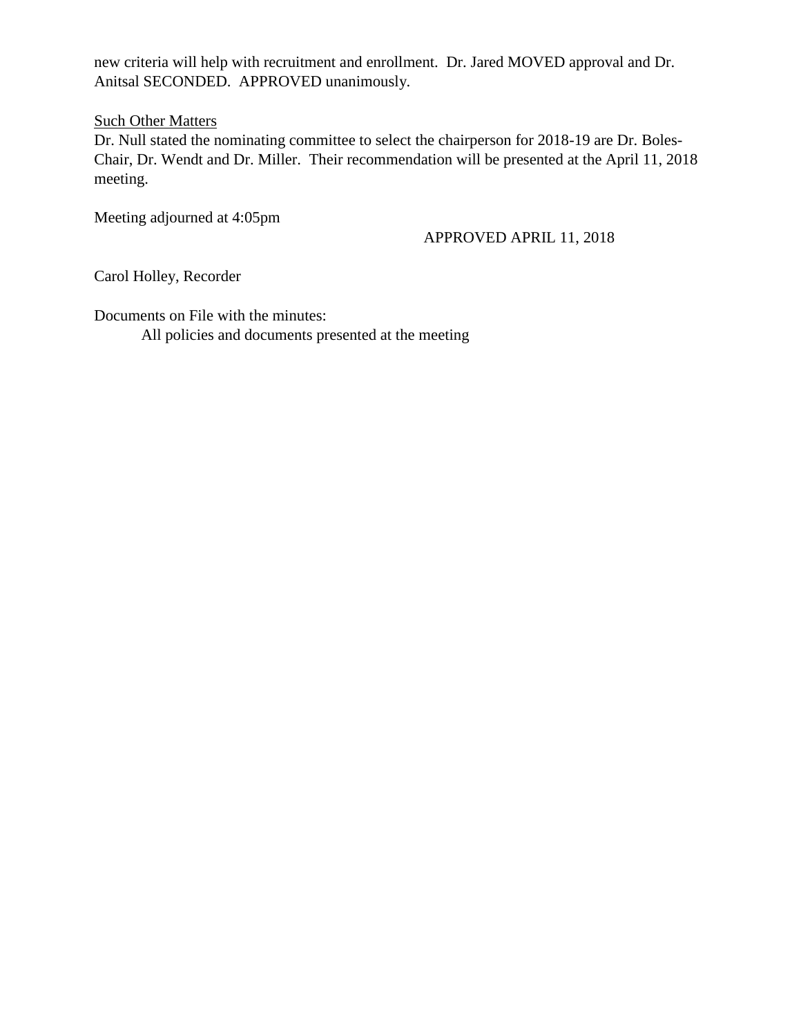new criteria will help with recruitment and enrollment. Dr. Jared MOVED approval and Dr. Anitsal SECONDED. APPROVED unanimously.

<u>Such Other Matters</u>

Dr. Null stated the nominating committee to select the chairperson for 2018-19 are Dr. Boles-Chair, Dr. Wendt and Dr. Miller. Their recommendation will be presented at the April 11, 2018 meeting.

Meeting adjourned at 4:05pm

APPROVED APRIL 11, 2018

Carol Holley, Recorder

Documents on File with the minutes:

All policies and documents presented at the meeting